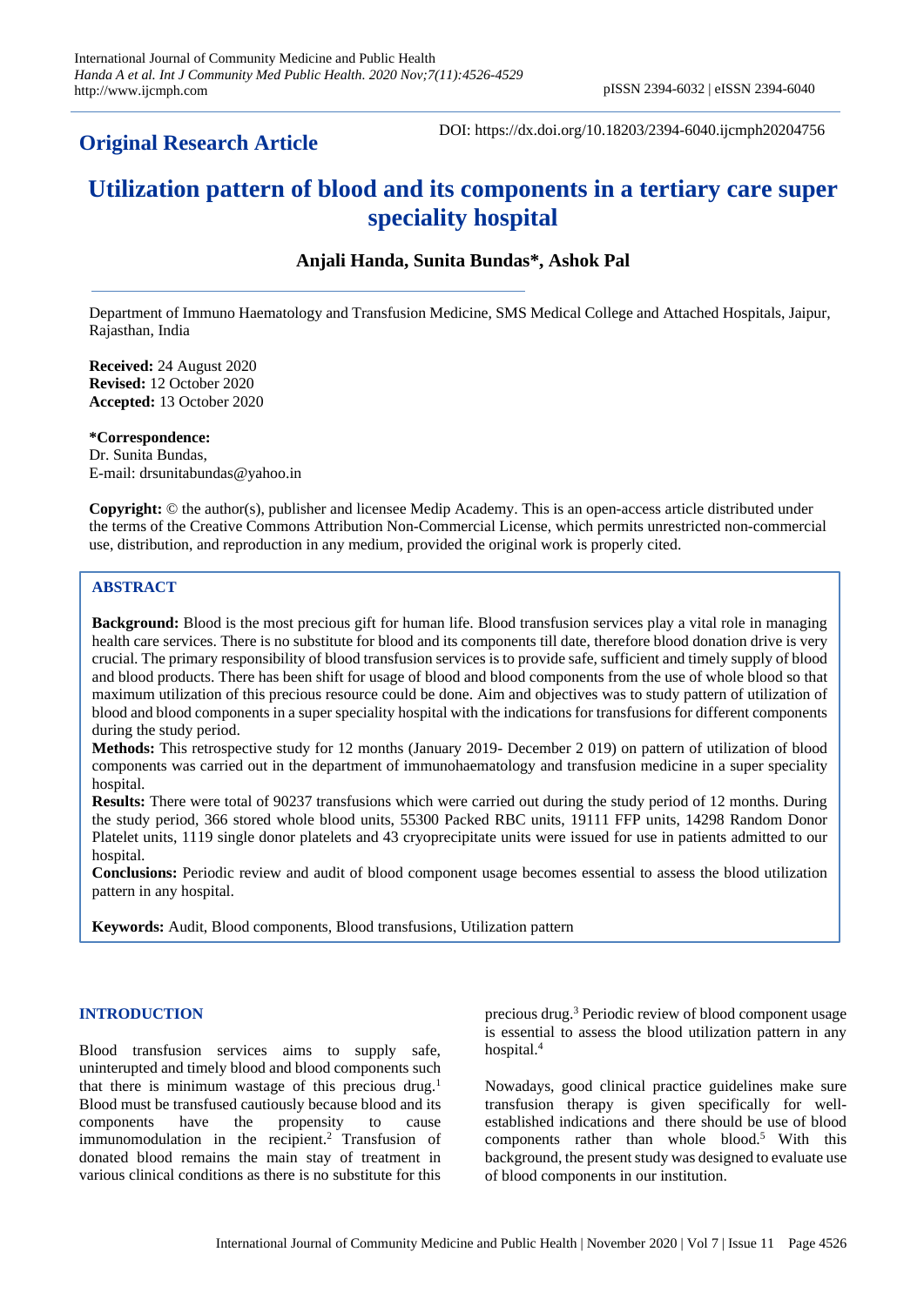**Original Research Article**

DOI: https://dx.doi.org/10.18203/2394-6040.ijcmph20204756

# Utilization pattern of blood and its components in a tertiary care super speciality hospital

**Anjali Handa, Sunita Bundas*, Ashok Pal**

Department of Immuno Haematology and Transfusion Medicine, SMS Medical College and Attached Hospitals, Jaipur, Rajasthan, India

**Received:** 24 August 2020
**Revised:** 12 October 2020
**Accepted:** 13 October 2020

***Correspondence:**
Dr. Sunita Bundas,
E-mail: drsunitabundas@yahoo.in

**Copyright:** © the author(s), publisher and licensee Medip Academy. This is an open-access article distributed under the terms of the Creative Commons Attribution Non-Commercial License, which permits unrestricted non-commercial use, distribution, and reproduction in any medium, provided the original work is properly cited.

## ABSTRACT

**Background:** Blood is the most precious gift for human life. Blood transfusion services play a vital role in managing health care services. There is no substitute for blood and its components till date, therefore blood donation drive is very crucial. The primary responsibility of blood transfusion services is to provide safe, sufficient and timely supply of blood and blood products. There has been shift for usage of blood and blood components from the use of whole blood so that maximum utilization of this precious resource could be done. Aim and objectives was to study pattern of utilization of blood and blood components in a super speciality hospital with the indications for transfusions for different components during the study period.

**Methods:** This retrospective study for 12 months (January 2019- December 2 019) on pattern of utilization of blood components was carried out in the department of immunohaematology and transfusion medicine in a super speciality hospital.

**Results:** There were total of 90237 transfusions which were carried out during the study period of 12 months. During the study period, 366 stored whole blood units, 55300 Packed RBC units, 19111 FFP units, 14298 Random Donor Platelet units, 1119 single donor platelets and 43 cryoprecipitate units were issued for use in patients admitted to our hospital.

**Conclusions:** Periodic review and audit of blood component usage becomes essential to assess the blood utilization pattern in any hospital.

**Keywords:** Audit, Blood components, Blood transfusions, Utilization pattern

## INTRODUCTION

Blood transfusion services aims to supply safe, uninterupted and timely blood and blood components such that there is minimum wastage of this precious drug.[1] Blood must be transfused cautiously because blood and its components have the propensity to cause immunomodulation in the recipient.[2] Transfusion of donated blood remains the main stay of treatment in various clinical conditions as there is no substitute for this precious drug.[3] Periodic review of blood component usage is essential to assess the blood utilization pattern in any hospital.[4]

Nowadays, good clinical practice guidelines make sure transfusion therapy is given specifically for well-established indications and there should be use of blood components rather than whole blood.[5] With this background, the present study was designed to evaluate use of blood components in our institution.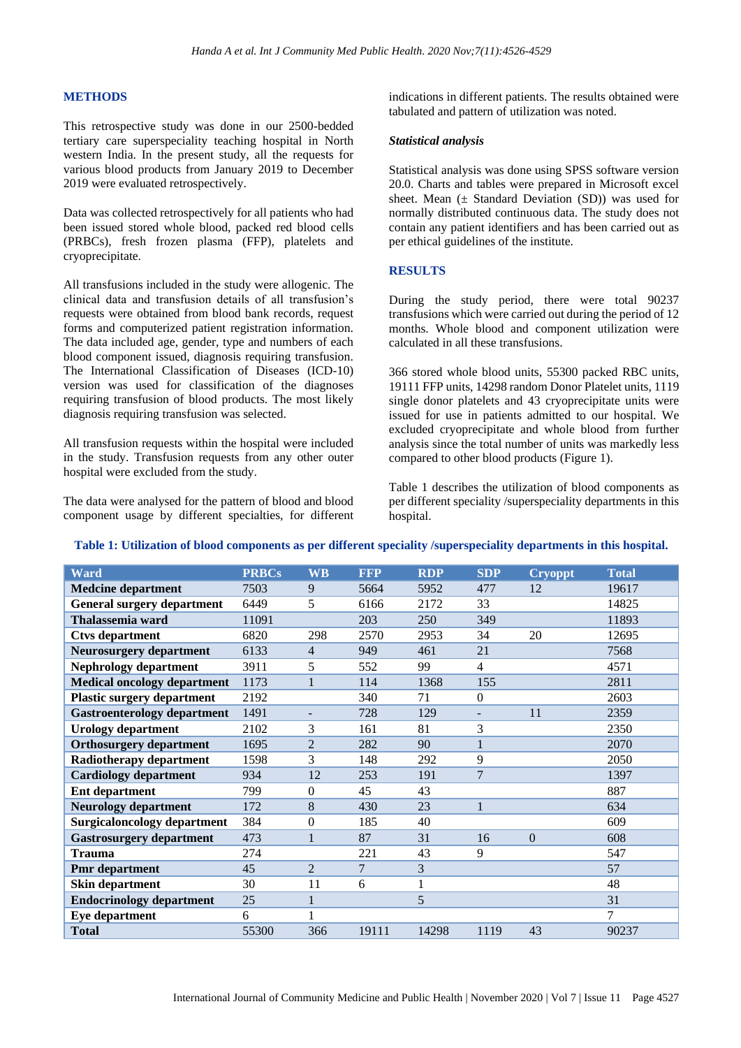## METHODS

This retrospective study was done in our 2500-bedded tertiary care superspeciality teaching hospital in North western India. In the present study, all the requests for various blood products from January 2019 to December 2019 were evaluated retrospectively.

Data was collected retrospectively for all patients who had been issued stored whole blood, packed red blood cells (PRBCs), fresh frozen plasma (FFP), platelets and cryoprecipitate.

All transfusions included in the study were allogenic. The clinical data and transfusion details of all transfusion's requests were obtained from blood bank records, request forms and computerized patient registration information. The data included age, gender, type and numbers of each blood component issued, diagnosis requiring transfusion. The International Classification of Diseases (ICD-10) version was used for classification of the diagnoses requiring transfusion of blood products. The most likely diagnosis requiring transfusion was selected.

All transfusion requests within the hospital were included in the study. Transfusion requests from any other outer hospital were excluded from the study.

The data were analysed for the pattern of blood and blood component usage by different specialties, for different indications in different patients. The results obtained were tabulated and pattern of utilization was noted.

### *Statistical analysis*

Statistical analysis was done using SPSS software version 20.0. Charts and tables were prepared in Microsoft excel sheet. Mean (± Standard Deviation (SD)) was used for normally distributed continuous data. The study does not contain any patient identifiers and has been carried out as per ethical guidelines of the institute.

## RESULTS

During the study period, there were total 90237 transfusions which were carried out during the period of 12 months. Whole blood and component utilization were calculated in all these transfusions.

366 stored whole blood units, 55300 packed RBC units, 19111 FFP units, 14298 random Donor Platelet units, 1119 single donor platelets and 43 cryoprecipitate units were issued for use in patients admitted to our hospital. We excluded cryoprecipitate and whole blood from further analysis since the total number of units was markedly less compared to other blood products (Figure 1).

Table 1 describes the utilization of blood components as per different speciality /superspeciality departments in this hospital.

**Table 1: Utilization of blood components as per different speciality /superspeciality departments in this hospital.**

| Ward | PRBCs | WB | FFP | RDP | SDP | Cryoppt | Total |
|---|---|---|---|---|---|---|---|
| Medcine department | 7503 | 9 | 5664 | 5952 | 477 | 12 | 19617 |
| General surgery department | 6449 | 5 | 6166 | 2172 | 33 | | 14825 |
| Thalassemia ward | 11091 | | 203 | 250 | 349 | | 11893 |
| Ctvs department | 6820 | 298 | 2570 | 2953 | 34 | 20 | 12695 |
| Neurosurgery department | 6133 | 4 | 949 | 461 | 21 | | 7568 |
| Nephrology department | 3911 | 5 | 552 | 99 | 4 | | 4571 |
| Medical oncology department | 1173 | 1 | 114 | 1368 | 155 | | 2811 |
| Plastic surgery department | 2192 | | 340 | 71 | 0 | | 2603 |
| Gastroenterology department | 1491 | - | 728 | 129 | - | 11 | 2359 |
| Urology department | 2102 | 3 | 161 | 81 | 3 | | 2350 |
| Orthosurgery department | 1695 | 2 | 282 | 90 | 1 | | 2070 |
| Radiotherapy department | 1598 | 3 | 148 | 292 | 9 | | 2050 |
| Cardiology department | 934 | 12 | 253 | 191 | 7 | | 1397 |
| Ent department | 799 | 0 | 45 | 43 | | | 887 |
| Neurology department | 172 | 8 | 430 | 23 | 1 | | 634 |
| Surgicaloncology department | 384 | 0 | 185 | 40 | | | 609 |
| Gastrosurgery department | 473 | 1 | 87 | 31 | 16 | 0 | 608 |
| Trauma | 274 | | 221 | 43 | 9 | | 547 |
| Pmr department | 45 | 2 | 7 | 3 | | | 57 |
| Skin department | 30 | 11 | 6 | 1 | | | 48 |
| Endocrinology department | 25 | 1 | | 5 | | | 31 |
| Eye department | 6 | 1 | | | | | 7 |
| Total | 55300 | 366 | 19111 | 14298 | 1119 | 43 | 90237 |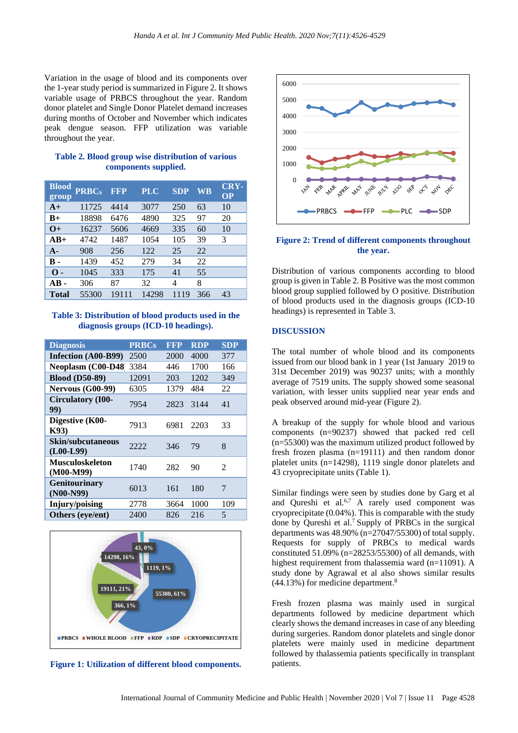Variation in the usage of blood and its components over the 1-year study period is summarized in Figure 2. It shows variable usage of PRBCS throughout the year. Random donor platelet and Single Donor Platelet demand increases during months of October and November which indicates peak dengue season. FFP utilization was variable throughout the year.

**Table 2. Blood group wise distribution of various components supplied.**

| Blood group | PRBCs | FFP | PLC | SDP | WB | CRY-OP |
|---|---|---|---|---|---|---|
| A+ | 11725 | 4414 | 3077 | 250 | 63 | 10 |
| B+ | 18898 | 6476 | 4890 | 325 | 97 | 20 |
| O+ | 16237 | 5606 | 4669 | 335 | 60 | 10 |
| AB+ | 4742 | 1487 | 1054 | 105 | 39 | 3 |
| A- | 908 | 256 | 122 | 25 | 22 | |
| B - | 1439 | 452 | 279 | 34 | 22 | |
| O - | 1045 | 333 | 175 | 41 | 55 | |
| AB - | 306 | 87 | 32 | 4 | 8 | |
| Total | 55300 | 19111 | 14298 | 1119 | 366 | 43 |

**Table 3: Distribution of blood products used in the diagnosis groups (ICD-10 headings).**

| Diagnosis | PRBCs | FFP | RDP | SDP |
|---|---|---|---|---|
| Infection (A00-B99) | 2500 | 2000 | 4000 | 377 |
| Neoplasm (C00-D48) | 3384 | 446 | 1700 | 166 |
| Blood (D50-89) | 12091 | 203 | 1202 | 349 |
| Nervous (G00-99) | 6305 | 1379 | 484 | 22 |
| Circulatory (I00-99) | 7954 | 2823 | 3144 | 41 |
| Digestive (K00-K93) | 7913 | 6981 | 2203 | 33 |
| Skin/subcutaneous (L00-L99) | 2222 | 346 | 79 | 8 |
| Musculoskeleton (M00-M99) | 1740 | 282 | 90 | 2 |
| Genitourinary (N00-N99) | 6013 | 161 | 180 | 7 |
| Injury/poising | 2778 | 3664 | 1000 | 109 |
| Others (eye/ent) | 2400 | 826 | 216 | 5 |

**Figure 1: Utilization of different blood components.**

**Figure 2: Trend of different components throughout the year.**

Distribution of various components according to blood group is given in Table 2. B Positive was the most common blood group supplied followed by O positive. Distribution of blood products used in the diagnosis groups (ICD-10 headings) is represented in Table 3.

## DISCUSSION

The total number of whole blood and its components issued from our blood bank in 1 year (1st January 2019 to 31st December 2019) was 90237 units; with a monthly average of 7519 units. The supply showed some seasonal variation, with lesser units supplied near year ends and peak observed around mid-year (Figure 2).

A breakup of the supply for whole blood and various components (n=90237) showed that packed red cell (n=55300) was the maximum utilized product followed by fresh frozen plasma (n=19111) and then random donor platelet units (n=14298), 1119 single donor platelets and 43 cryoprecipitate units (Table 1).

Similar findings were seen by studies done by Garg et al and Qureshi et al.[6,7] A rarely used component was cryoprecipitate (0.04%). This is comparable with the study done by Qureshi et al.[7] Supply of PRBCs in the surgical departments was 48.90% (n=27047/55300) of total supply. Requests for supply of PRBCs to medical wards constituted 51.09% (n=28253/55300) of all demands, with highest requirement from thalassemia ward (n=11091). A study done by Agrawal et al also shows similar results (44.13%) for medicine department.[8]

Fresh frozen plasma was mainly used in surgical departments followed by medicine department which clearly shows the demand increases in case of any bleeding during surgeries. Random donor platelets and single donor platelets were mainly used in medicine department followed by thalassemia patients specifically in transplant patients.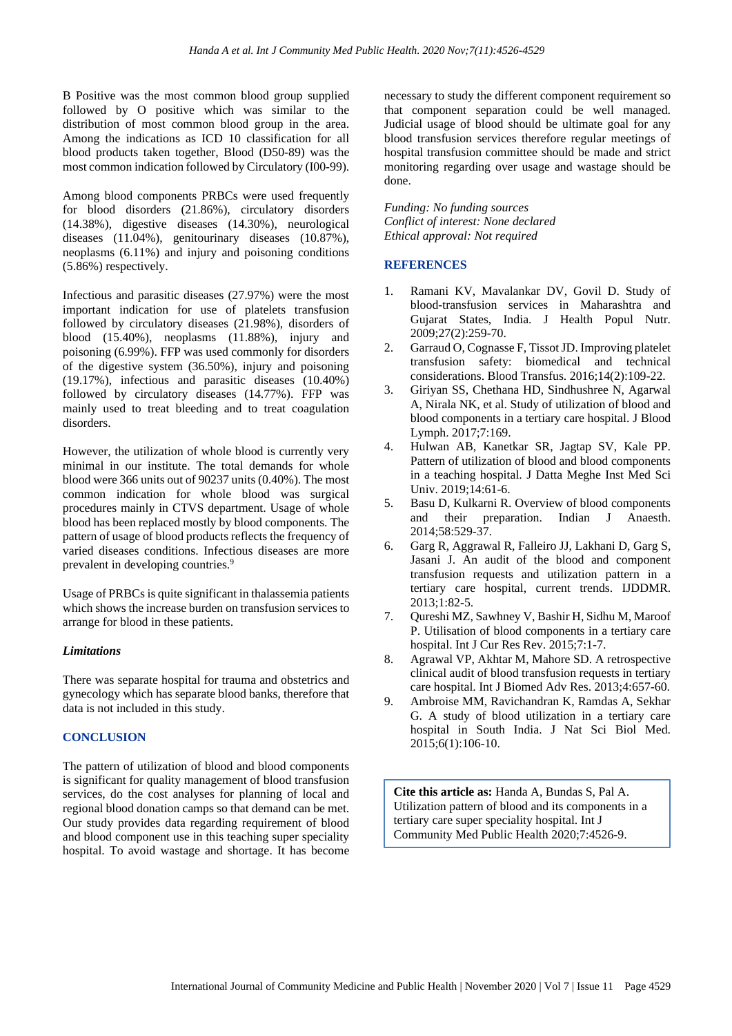B Positive was the most common blood group supplied followed by O positive which was similar to the distribution of most common blood group in the area. Among the indications as ICD 10 classification for all blood products taken together, Blood (D50-89) was the most common indication followed by Circulatory (I00-99).

Among blood components PRBCs were used frequently for blood disorders (21.86%), circulatory disorders (14.38%), digestive diseases (14.30%), neurological diseases (11.04%), genitourinary diseases (10.87%), neoplasms (6.11%) and injury and poisoning conditions (5.86%) respectively.

Infectious and parasitic diseases (27.97%) were the most important indication for use of platelets transfusion followed by circulatory diseases (21.98%), disorders of blood (15.40%), neoplasms (11.88%), injury and poisoning (6.99%). FFP was used commonly for disorders of the digestive system (36.50%), injury and poisoning (19.17%), infectious and parasitic diseases (10.40%) followed by circulatory diseases (14.77%). FFP was mainly used to treat bleeding and to treat coagulation disorders.

However, the utilization of whole blood is currently very minimal in our institute. The total demands for whole blood were 366 units out of 90237 units (0.40%). The most common indication for whole blood was surgical procedures mainly in CTVS department. Usage of whole blood has been replaced mostly by blood components. The pattern of usage of blood products reflects the frequency of varied diseases conditions. Infectious diseases are more prevalent in developing countries.[9]

Usage of PRBCs is quite significant in thalassemia patients which shows the increase burden on transfusion services to arrange for blood in these patients.

### *Limitations*

There was separate hospital for trauma and obstetrics and gynecology which has separate blood banks, therefore that data is not included in this study.

## CONCLUSION

The pattern of utilization of blood and blood components is significant for quality management of blood transfusion services, do the cost analyses for planning of local and regional blood donation camps so that demand can be met. Our study provides data regarding requirement of blood and blood component use in this teaching super speciality hospital. To avoid wastage and shortage. It has become necessary to study the different component requirement so that component separation could be well managed. Judicial usage of blood should be ultimate goal for any blood transfusion services therefore regular meetings of hospital transfusion committee should be made and strict monitoring regarding over usage and wastage should be done.

*Funding: No funding sources*
*Conflict of interest: None declared*
*Ethical approval: Not required*

## REFERENCES

1. Ramani KV, Mavalankar DV, Govil D. Study of blood-transfusion services in Maharashtra and Gujarat States, India. J Health Popul Nutr. 2009;27(2):259-70.
2. Garraud O, Cognasse F, Tissot JD. Improving platelet transfusion safety: biomedical and technical considerations. Blood Transfus. 2016;14(2):109-22.
3. Giriyan SS, Chethana HD, Sindhushree N, Agarwal A, Nirala NK, et al. Study of utilization of blood and blood components in a tertiary care hospital. J Blood Lymph. 2017;7:169.
4. Hulwan AB, Kanetkar SR, Jagtap SV, Kale PP. Pattern of utilization of blood and blood components in a teaching hospital. J Datta Meghe Inst Med Sci Univ. 2019;14:61-6.
5. Basu D, Kulkarni R. Overview of blood components and their preparation. Indian J Anaesth. 2014;58:529-37.
6. Garg R, Aggrawal R, Falleiro JJ, Lakhani D, Garg S, Jasani J. An audit of the blood and component transfusion requests and utilization pattern in a tertiary care hospital, current trends. IJDDMR. 2013;1:82-5.
7. Qureshi MZ, Sawhney V, Bashir H, Sidhu M, Maroof P. Utilisation of blood components in a tertiary care hospital. Int J Cur Res Rev. 2015;7:1-7.
8. Agrawal VP, Akhtar M, Mahore SD. A retrospective clinical audit of blood transfusion requests in tertiary care hospital. Int J Biomed Adv Res. 2013;4:657-60.
9. Ambroise MM, Ravichandran K, Ramdas A, Sekhar G. A study of blood utilization in a tertiary care hospital in South India. J Nat Sci Biol Med. 2015;6(1):106-10.

**Cite this article as:** Handa A, Bundas S, Pal A. Utilization pattern of blood and its components in a tertiary care super speciality hospital. Int J Community Med Public Health 2020;7:4526-9.